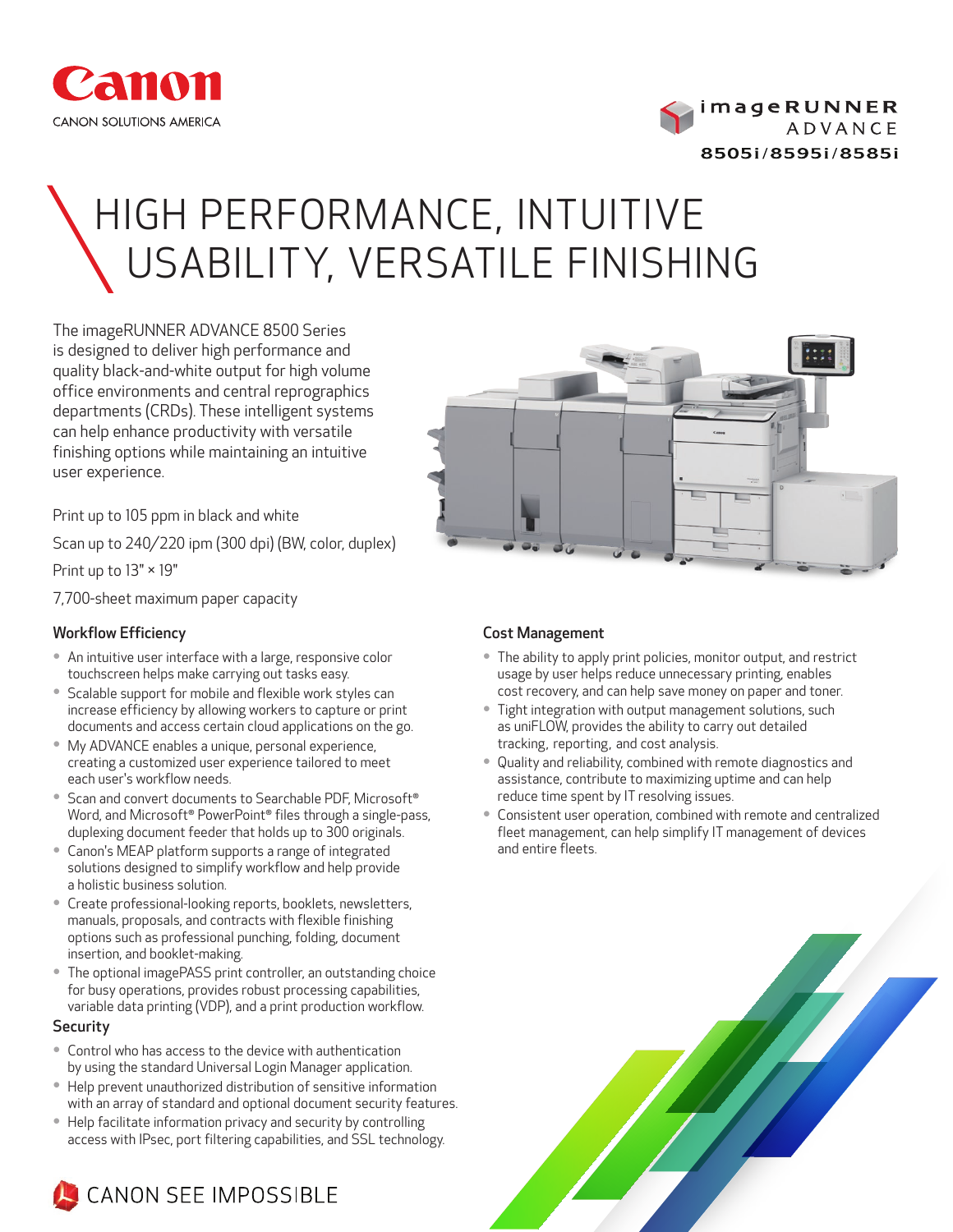Canon

CANON SOLUTIONS AMERICA

imageRUNNER ADVANCE 8505i/8595i/8585i

# HIGH PERFORMANCE, INTUITIVE USABILITY, VERSATILE FINISHING

The imageRUNNER ADVANCE 8500 Series is designed to deliver high performance and quality black-and-white output for high volume office environments and central reprographics departments (CRDs). These intelligent systems can help enhance productivity with versatile finishing options while maintaining an intuitive user experience.

Print up to 105 ppm in black and white

Scan up to 240/220 ipm (300 dpi) (BW, color, duplex)

Print up to 13" × 19"

7,700-sheet maximum paper capacity

## Workflow Efficiency

- An intuitive user interface with a large, responsive color touchscreen helps make carrying out tasks easy.
- Scalable support for mobile and flexible work styles can increase efficiency by allowing workers to capture or print documents and access certain cloud applications on the go.
- My ADVANCE enables a unique, personal experience, creating a customized user experience tailored to meet each user's workflow needs.
- Scan and convert documents to Searchable PDF, Microsoft® Word, and Microsoft® PowerPoint® files through a single-pass, duplexing document feeder that holds up to 300 originals.
- Canon's MEAP platform supports a range of integrated solutions designed to simplify workflow and help provide a holistic business solution.
- Create professional-looking reports, booklets, newsletters, manuals, proposals, and contracts with flexible finishing options such as professional punching, folding, document insertion, and booklet-making.
- The optional imagePASS print controller, an outstanding choice for busy operations, provides robust processing capabilities, variable data printing (VDP), and a print production workflow.

## Security

- Control who has access to the device with authentication by using the standard Universal Login Manager application.
- Help prevent unauthorized distribution of sensitive information with an array of standard and optional document security features.
- Help facilitate information privacy and security by controlling access with IPsec, port filtering capabilities, and SSL technology.

## Cost Management

- The ability to apply print policies, monitor output, and restrict usage by user helps reduce unnecessary printing, enables cost recovery, and can help save money on paper and toner.
- Tight integration with output management solutions, such as uniFLOW, provides the ability to carry out detailed tracking, reporting, and cost analysis.
- Quality and reliability, combined with remote diagnostics and assistance, contribute to maximizing uptime and can help reduce time spent by IT resolving issues.
- Consistent user operation, combined with remote and centralized fleet management, can help simplify IT management of devices and entire fleets.

CANON SEE IMPOSSIBLE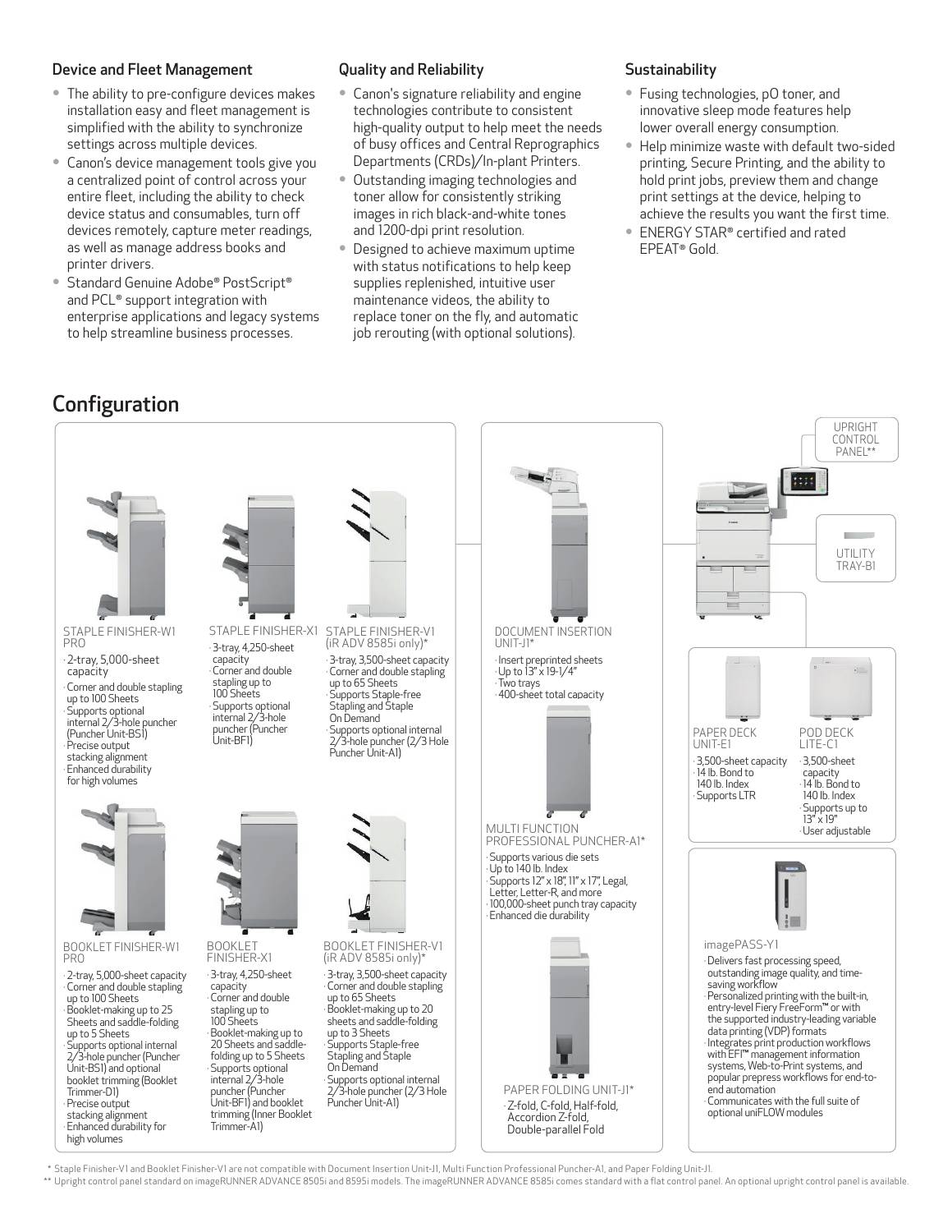### Device and Fleet Management

- The ability to pre-configure devices makes installation easy and fleet management is simplified with the ability to synchronize settings across multiple devices.
- Canon's device management tools give you a centralized point of control across your entire fleet, including the ability to check device status and consumables, turn off devices remotely, capture meter readings, as well as manage address books and printer drivers.
- Standard Genuine Adobe® PostScript® and PCL® support integration with enterprise applications and legacy systems to help streamline business processes.

### Quality and Reliability

- Canon's signature reliability and engine technologies contribute to consistent high-quality output to help meet the needs of busy offices and Central Reprographics Departments (CRDs)/In-plant Printers.
- Outstanding imaging technologies and toner allow for consistently striking images in rich black-and-white tones and 1200-dpi print resolution.
- Designed to achieve maximum uptime with status notifications to help keep supplies replenished, intuitive user maintenance videos, the ability to replace toner on the fly, and automatic job rerouting (with optional solutions).

### Sustainability

- Fusing technologies, pO toner, and innovative sleep mode features help lower overall energy consumption.
- Help minimize waste with default two-sided printing, Secure Printing, and the ability to hold print jobs, preview them and change print settings at the device, helping to achieve the results you want the first time.
- ENERGY STAR® certified and rated EPEAT® Gold.

## Configuration

**STAPLE FINISHER-W1 PRO**
- 2-tray, 5,000-sheet capacity
- Corner and double stapling up to 100 Sheets
- Supports optional internal 2/3-hole puncher (Puncher Unit-BS1)
- Precise output stacking alignment
- Enhanced durability for high volumes

**STAPLE FINISHER-X1**
- 3-tray, 4,250-sheet capacity
- Corner and double stapling up to 100 Sheets
- Supports optional internal 2/3-hole puncher (Puncher Unit-BF1)

**STAPLE FINISHER-V1 (iR ADV 8585i only)***
- 3-tray, 3,500-sheet capacity
- Corner and double stapling up to 65 Sheets
- Supports Staple-free Stapling and Staple On Demand
- Supports optional internal 2/3-hole puncher (2/3 Hole Puncher Unit-A1)

**BOOKLET FINISHER-W1 PRO**
- 2-tray, 5,000-sheet capacity
- Corner and double stapling up to 100 Sheets
- Booklet-making up to 25 Sheets and saddle-folding up to 5 Sheets
- Supports optional internal 2/3-hole puncher (Puncher Unit-BS1) and optional booklet trimming (Booklet Trimmer-D1)
- Precise output stacking alignment
- Enhanced durability for high volumes

**BOOKLET FINISHER-X1**
- 3-tray, 4,250-sheet capacity
- Corner and double stapling up to 100 Sheets
- Booklet-making up to 20 Sheets and saddle-folding up to 5 Sheets
- Supports optional internal 2/3-hole puncher (Puncher Unit-BF1) and booklet trimming (Inner Booklet Trimmer-A1)

**BOOKLET FINISHER-V1 (iR ADV 8585i only)***
- 3-tray, 3,500-sheet capacity
- Corner and double stapling up to 65 Sheets
- Booklet-making up to 20 sheets and saddle-folding up to 3 Sheets
- Supports Staple-free Stapling and Staple On Demand
- Supports optional internal 2/3-hole puncher (2/3 Hole Puncher Unit-A1)

**DOCUMENT INSERTION UNIT-J1***
- Insert preprinted sheets
- Up to 13" x 19-1/4"
- Two trays
- 400-sheet total capacity

**MULTI FUNCTION PROFESSIONAL PUNCHER-A1***
- Supports various die sets
- Up to 140 lb. Index
- Supports 12" x 18", 11" x 17", Legal, Letter, Letter-R, and more
- 100,000-sheet punch tray capacity
- Enhanced die durability

**PAPER FOLDING UNIT-J1***
- Z-fold, C-fold, Half-fold, Accordion Z-fold, Double-parallel Fold

**UPRIGHT CONTROL PANEL****

**UTILITY TRAY-B1**

**PAPER DECK UNIT-E1**
- 3,500-sheet capacity
- 14 lb. Bond to 140 lb. Index
- Supports LTR

**POD DECK LITE-C1**
- 3,500-sheet capacity
- 14 lb. Bond to 140 lb. Index
- Supports up to 13" x 19"
- User adjustable

**imagePASS-Y1**
- Delivers fast processing speed, outstanding image quality, and time-saving workflow
- Personalized printing with the built-in, entry-level Fiery FreeForm™ or with the supported industry-leading variable data printing (VDP) formats
- Integrates print production workflows with EFI™ management information systems, Web-to-Print systems, and popular prepress workflows for end-to-end automation
- Communicates with the full suite of optional uniFLOW modules

\* Staple Finisher-V1 and Booklet Finisher-V1 are not compatible with Document Insertion Unit-J1, Multi Function Professional Puncher-A1, and Paper Folding Unit-J1.

\*\* Upright control panel standard on imageRUNNER ADVANCE 8505i and 8595i models. The imageRUNNER ADVANCE 8585i comes standard with a flat control panel. An optional upright control panel is available.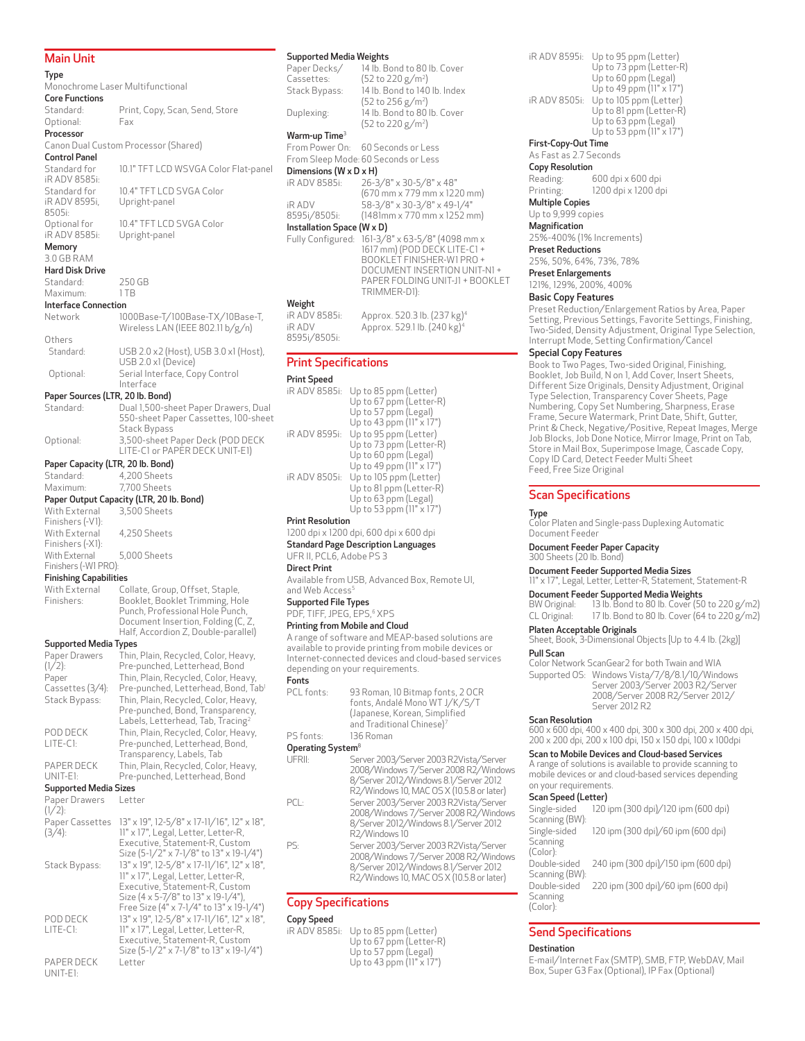## Main Unit

**Type**
Monochrome Laser Multifunctional

**Core Functions**

| | |
|---|---|
| Standard: | Print, Copy, Scan, Send, Store |
| Optional: | Fax |

**Processor**
Canon Dual Custom Processor (Shared)

**Control Panel**

| | |
|---|---|
| Standard for iR ADV 8585i: | 10.1" TFT LCD WSVGA Color Flat-panel |
| Standard for iR ADV 8595i, 8505i: | 10.4" TFT LCD SVGA Color Upright-panel |
| Optional for iR ADV 8585i: | 10.4" TFT LCD SVGA Color Upright-panel |

**Memory**
3.0 GB RAM

**Hard Disk Drive**

| | |
|---|---|
| Standard: | 250 GB |
| Maximum: | 1 TB |

**Interface Connection**

| | |
|---|---|
| Network | 1000Base-T/100Base-TX/10Base-T, Wireless LAN (IEEE 802.11 b/g/n) |

Others

| | |
|---|---|
| Standard: | USB 2.0 x2 (Host), USB 3.0 x1 (Host), USB 2.0 x1 (Device) |
| Optional: | Serial Interface, Copy Control Interface |

**Paper Sources (LTR, 20 lb. Bond)**

| | |
|---|---|
| Standard: | Dual 1,500-sheet Paper Drawers, Dual 550-sheet Paper Cassettes, 100-sheet Stack Bypass |
| Optional: | 3,500-sheet Paper Deck (POD DECK LITE-C1 or PAPER DECK UNIT-E1) |

**Paper Capacity (LTR, 20 lb. Bond)**

| | |
|---|---|
| Standard: | 4,200 Sheets |
| Maximum: | 7,700 Sheets |

**Paper Output Capacity (LTR, 20 lb. Bond)**

| | |
|---|---|
| With External Finishers (-V1): | 3,500 Sheets |
| With External Finishers (-X1): | 4,250 Sheets |
| With External Finishers (-W1 PRO): | 5,000 Sheets |

**Finishing Capabilities**

| | |
|---|---|
| With External Finishers: | Collate, Group, Offset, Staple, Booklet, Booklet Trimming, Hole Punch, Professional Hole Punch, Document Insertion, Folding (C, Z, Half, Accordion Z, Double-parallel) |

**Supported Media Types**

| | |
|---|---|
| Paper Drawers (1/2): | Thin, Plain, Recycled, Color, Heavy, Pre-punched, Letterhead, Bond |
| Paper Cassettes (3/4): | Thin, Plain, Recycled, Color, Heavy, Pre-punched, Letterhead, Bond, Tab[1] |
| Stack Bypass: | Thin, Plain, Recycled, Color, Heavy, Pre-punched, Bond, Transparency, Labels, Letterhead, Tab, Tracing[2] |
| POD DECK LITE-C1: | Thin, Plain, Recycled, Color, Heavy, Pre-punched, Letterhead, Bond, Transparency, Labels, Tab |
| PAPER DECK UNIT-E1: | Thin, Plain, Recycled, Color, Heavy, Pre-punched, Letterhead, Bond |

**Supported Media Sizes**

| | |
|---|---|
| Paper Drawers (1/2): | Letter |
| Paper Cassettes (3/4): | 13" x 19", 12-5/8" x 17-11/16", 12" x 18", 11" x 17", Legal, Letter, Letter-R, Executive, Statement-R, Custom Size (5-1/2" x 7-1/8" to 13" x 19-1/4") |
| Stack Bypass: | 13" x 19", 12-5/8" x 17-11/16", 12" x 18", 11" x 17", Legal, Letter, Letter-R, Executive, Statement-R, Custom Size (4 x 5-7/8" to 13" x 19-1/4"), Free Size (4" x 7-1/4" to 13" x 19-1/4") |
| POD DECK LITE-C1: | 13" x 19", 12-5/8" x 17-11/16", 12" x 18", 11" x 17", Legal, Letter, Letter-R, Executive, Statement-R, Custom Size (5-1/2" x 7-1/8" to 13" x 19-1/4") |
| PAPER DECK UNIT-E1: | Letter |

**Supported Media Weights**

| | |
|---|---|
| Paper Decks/ Cassettes: | 14 lb. Bond to 80 lb. Cover (52 to 220 g/m²) |
| Stack Bypass: | 14 lb. Bond to 140 lb. Index (52 to 256 g/m²) |
| Duplexing: | 14 lb. Bond to 80 lb. Cover (52 to 220 g/m²) |

**Warm-up Time[3]**

| | |
|---|---|
| From Power On: | 60 Seconds or Less |
| From Sleep Mode: | 60 Seconds or Less |

**Dimensions (W x D x H)**

| | |
|---|---|
| iR ADV 8585i: | 26-3/8" x 30-5/8" x 48" (670 mm x 779 mm x 1220 mm) |
| iR ADV 8595i/8505i: | 58-3/8" x 30-3/8" x 49-1/4" (1481mm x 770 mm x 1252 mm) |

**Installation Space (W x D)**

| | |
|---|---|
| Fully Configured: | 161-3/8" x 63-5/8" (4098 mm x 1617 mm) (POD DECK LITE-C1 + BOOKLET FINISHER-W1 PRO + DOCUMENT INSERTION UNIT-N1 + PAPER FOLDING UNIT-J1 + BOOKLET TRIMMER-D1): |

**Weight**

| | |
|---|---|
| iR ADV 8585i: | Approx. 520.3 lb. (237 kg)[4] |
| iR ADV 8595i/8505i: | Approx. 529.1 lb. (240 kg)[4] |

## Print Specifications

**Print Speed**

| | |
|---|---|
| iR ADV 8585i: | Up to 85 ppm (Letter)<br>Up to 67 ppm (Letter-R)<br>Up to 57 ppm (Legal)<br>Up to 43 ppm (11" x 17") |
| iR ADV 8595i: | Up to 95 ppm (Letter)<br>Up to 73 ppm (Letter-R)<br>Up to 60 ppm (Legal)<br>Up to 49 ppm (11" x 17") |
| iR ADV 8505i: | Up to 105 ppm (Letter)<br>Up to 81 ppm (Letter-R)<br>Up to 63 ppm (Legal)<br>Up to 53 ppm (11" x 17") |

**Print Resolution**
1200 dpi x 1200 dpi, 600 dpi x 600 dpi

**Standard Page Description Languages**
UFR II, PCL6, Adobe PS 3

**Direct Print**
Available from USB, Advanced Box, Remote UI, and Web Access[5]

**Supported File Types**
PDF, TIFF, JPEG, EPS,[6] XPS

**Printing from Mobile and Cloud**
A range of software and MEAP-based solutions are available to provide printing from mobile devices or Internet-connected devices and cloud-based services depending on your requirements.

**Fonts**

| | |
|---|---|
| PCL fonts: | 93 Roman, 10 Bitmap fonts, 2 OCR fonts, Andalé Mono WT J/K/S/T (Japanese, Korean, Simplified and Traditional Chinese)[7] |
| PS fonts: | 136 Roman |

**Operating System[8]**

| | |
|---|---|
| UFRII: | Server 2003/Server 2003 R2Vista/Server 2008/Windows 7/Server 2008 R2/Windows 8/Server 2012/Windows 8.1/Server 2012 R2/Windows 10, MAC OS X (10.5.8 or later) |
| PCL: | Server 2003/Server 2003 R2Vista/Server 2008/Windows 7/Server 2008 R2/Windows 8/Server 2012/Windows 8.1/Server 2012 R2/Windows 10 |
| PS: | Server 2003/Server 2003 R2Vista/Server 2008/Windows 7/Server 2008 R2/Windows 8/Server 2012/Windows 8.1/Server 2012 R2/Windows 10, MAC OS X (10.5.8 or later) |

## Copy Specifications

**Copy Speed**

| | |
|---|---|
| iR ADV 8585i: | Up to 85 ppm (Letter)<br>Up to 67 ppm (Letter-R)<br>Up to 57 ppm (Legal)<br>Up to 43 ppm (11" x 17") |
| iR ADV 8595i: | Up to 95 ppm (Letter)<br>Up to 73 ppm (Letter-R)<br>Up to 60 ppm (Legal)<br>Up to 49 ppm (11" x 17") |
| iR ADV 8505i: | Up to 105 ppm (Letter)<br>Up to 81 ppm (Letter-R)<br>Up to 63 ppm (Legal)<br>Up to 53 ppm (11" x 17") |

**First-Copy-Out Time**
As Fast as 2.7 Seconds

**Copy Resolution**

| | |
|---|---|
| Reading: | 600 dpi x 600 dpi |
| Printing: | 1200 dpi x 1200 dpi |

**Multiple Copies**
Up to 9,999 copies

**Magnification**
25%-400% (1% Increments)

**Preset Reductions**
25%, 50%, 64%, 73%, 78%

**Preset Enlargements**
121%, 129%, 200%, 400%

**Basic Copy Features**
Preset Reduction/Enlargement Ratios by Area, Paper Setting, Previous Settings, Favorite Settings, Finishing, Two-Sided, Density Adjustment, Original Type Selection, Interrupt Mode, Setting Confirmation/Cancel

**Special Copy Features**
Book to Two Pages, Two-sided Original, Finishing, Booklet, Job Build, N on 1, Add Cover, Insert Sheets, Different Size Originals, Density Adjustment, Original Type Selection, Transparency Cover Sheets, Page Numbering, Copy Set Numbering, Sharpness, Erase Frame, Secure Watermark, Print Date, Shift, Gutter, Print & Check, Negative/Positive, Repeat Images, Merge Job Blocks, Job Done Notice, Mirror Image, Print on Tab, Store in Mail Box, Superimpose Image, Cascade Copy, Copy ID Card, Detect Feeder Multi Sheet Feed, Free Size Original

## Scan Specifications

**Type**
Color Platen and Single-pass Duplexing Automatic Document Feeder

**Document Feeder Paper Capacity**
300 Sheets (20 lb. Bond)

**Document Feeder Supported Media Sizes**
11" x 17", Legal, Letter, Letter-R, Statement, Statement-R

**Document Feeder Supported Media Weights**

| | |
|---|---|
| BW Original: | 13 lb. Bond to 80 lb. Cover (50 to 220 g/m2) |
| CL Original: | 17 lb. Bond to 80 lb. Cover (64 to 220 g/m2) |

**Platen Acceptable Originals**
Sheet, Book, 3-Dimensional Objects [Up to 4.4 lb. (2kg)]

**Pull Scan**
Color Network ScanGear2 for both Twain and WIA

| | |
|---|---|
| Supported OS: | Windows Vista/7/8/8.1/10/Windows Server 2003/Server 2003 R2/Server 2008/Server 2008 R2/Server 2012/Server 2012 R2 |

**Scan Resolution**
600 x 600 dpi, 400 x 400 dpi, 300 x 300 dpi, 200 x 400 dpi, 200 x 200 dpi, 200 x 100 dpi, 150 x 150 dpi, 100 x 100dpi

**Scan to Mobile Devices and Cloud-based Services**
A range of solutions is available to provide scanning to mobile devices or and cloud-based services depending on your requirements.

**Scan Speed (Letter)**

| | |
|---|---|
| Single-sided Scanning (BW): | 120 ipm (300 dpi)/120 ipm (600 dpi) |
| Single-sided Scanning (Color): | 120 ipm (300 dpi)/60 ipm (600 dpi) |
| Double-sided Scanning (BW): | 240 ipm (300 dpi)/150 ipm (600 dpi) |
| Double-sided Scanning (Color): | 220 ipm (300 dpi)/60 ipm (600 dpi) |

## Send Specifications

**Destination**
E-mail/Internet Fax (SMTP), SMB, FTP, WebDAV, Mail Box, Super G3 Fax (Optional), IP Fax (Optional)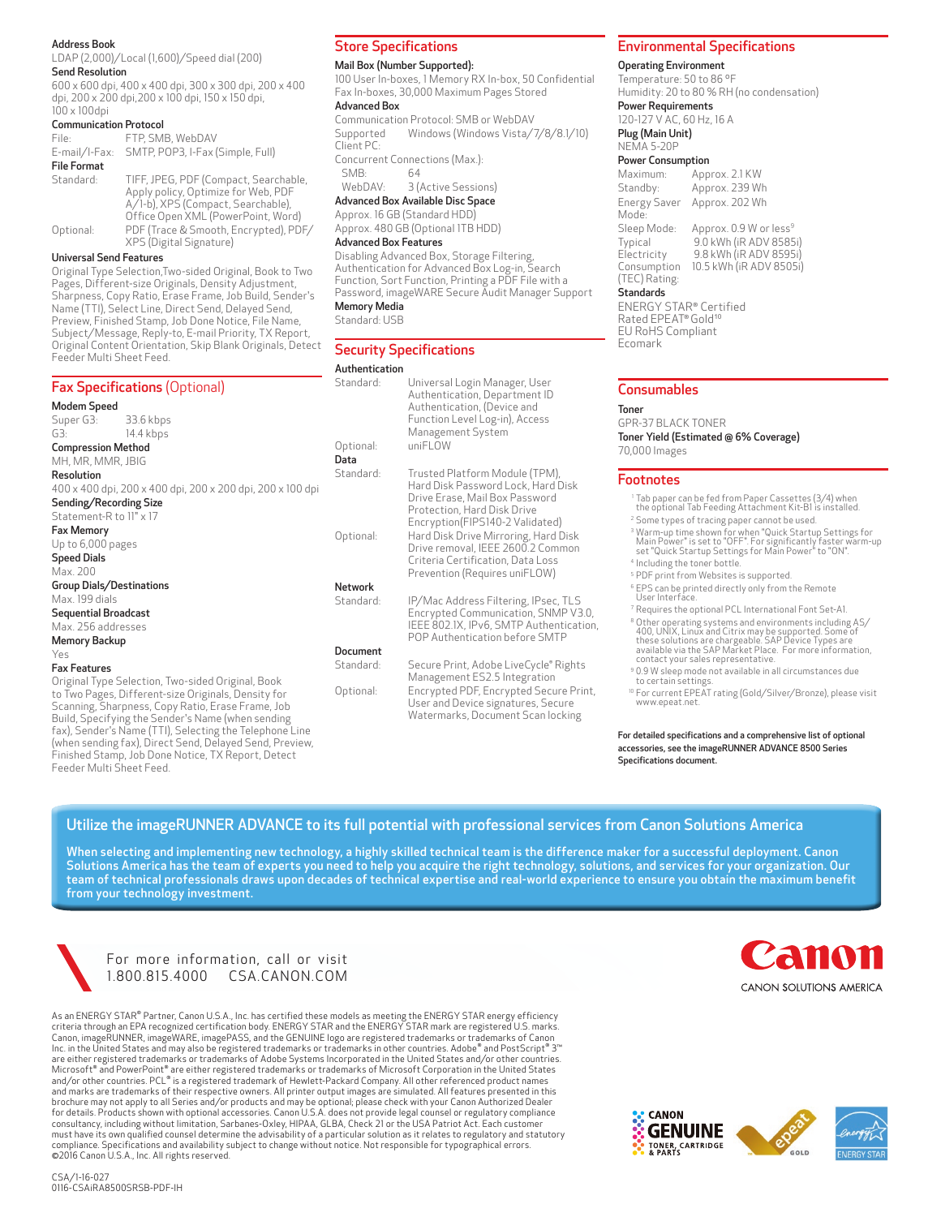**Address Book**

LDAP (2,000)/Local (1,600)/Speed dial (200)

**Send Resolution**

600 x 600 dpi, 400 x 400 dpi, 300 x 300 dpi, 200 x 400 dpi, 200 x 200 dpi,200 x 100 dpi, 150 x 150 dpi, 100 x 100dpi

**Communication Protocol**

| | |
|---|---|
| File: | FTP, SMB, WebDAV |
| E-mail/I-Fax: | SMTP, POP3, I-Fax (Simple, Full) |

**File Format**

| | |
|---|---|
| Standard: | TIFF, JPEG, PDF (Compact, Searchable, Apply policy, Optimize for Web, PDF A/1-b), XPS (Compact, Searchable), Office Open XML (PowerPoint, Word) |
| Optional: | PDF (Trace & Smooth, Encrypted), PDF/XPS (Digital Signature) |

**Universal Send Features**

Original Type Selection,Two-sided Original, Book to Two Pages, Different-size Originals, Density Adjustment, Sharpness, Copy Ratio, Erase Frame, Job Build, Sender's Name (TTI), Select Line, Direct Send, Delayed Send, Preview, Finished Stamp, Job Done Notice, File Name, Subject/Message, Reply-to, E-mail Priority, TX Report, Original Content Orientation, Skip Blank Originals, Detect Feeder Multi Sheet Feed.

## Fax Specifications (Optional)

**Modem Speed**

| | |
|---|---|
| Super G3: | 33.6 kbps |
| G3: | 14.4 kbps |

**Compression Method**

MH, MR, MMR, JBIG

**Resolution**

400 x 400 dpi, 200 x 400 dpi, 200 x 200 dpi, 200 x 100 dpi

**Sending/Recording Size**

Statement-R to 11" x 17

**Fax Memory**

Up to 6,000 pages

**Speed Dials**

Max. 200

**Group Dials/Destinations**

Max. 199 dials

**Sequential Broadcast**

Max. 256 addresses

**Memory Backup**

Yes

**Fax Features**

Original Type Selection, Two-sided Original, Book to Two Pages, Different-size Originals, Density for Scanning, Sharpness, Copy Ratio, Erase Frame, Job Build, Specifying the Sender's Name (when sending fax), Sender's Name (TTI), Selecting the Telephone Line (when sending fax), Direct Send, Delayed Send, Preview, Finished Stamp, Job Done Notice, TX Report, Detect Feeder Multi Sheet Feed.

## Store Specifications

**Mail Box (Number Supported):**

100 User In-boxes, 1 Memory RX In-box, 50 Confidential Fax In-boxes, 30,000 Maximum Pages Stored

**Advanced Box**

Communication Protocol: SMB or WebDAV

| | |
|---|---|
| Supported Client PC: | Windows (Windows Vista/7/8/8.1/10) |

Concurrent Connections (Max.):

| | |
|---|---|
| SMB: | 64 |
| WebDAV: | 3 (Active Sessions) |

**Advanced Box Available Disc Space**

Approx. 16 GB (Standard HDD)

Approx. 480 GB (Optional 1TB HDD)

**Advanced Box Features**

Disabling Advanced Box, Storage Filtering, Authentication for Advanced Box Log-in, Search Function, Sort Function, Printing a PDF File with a Password, imageWARE Secure Audit Manager Support

**Memory Media**

Standard: USB

## Security Specifications

**Authentication**

| | |
|---|---|
| Standard: | Universal Login Manager, User Authentication, Department ID Authentication, (Device and Function Level Log-in), Access Management System |
| Optional: | uniFLOW |

**Data**

| | |
|---|---|
| Standard: | Trusted Platform Module (TPM), Hard Disk Password Lock, Hard Disk Drive Erase, Mail Box Password Protection, Hard Disk Drive Encryption(FIPS140-2 Validated) |
| Optional: | Hard Disk Drive Mirroring, Hard Disk Drive removal, IEEE 2600.2 Common Criteria Certification, Data Loss Prevention (Requires uniFLOW) |

**Network**

| | |
|---|---|
| Standard: | IP/Mac Address Filtering, IPsec, TLS Encrypted Communication, SNMP V3.0, IEEE 802.1X, IPv6, SMTP Authentication, POP Authentication before SMTP |

**Document**

| | |
|---|---|
| Standard: | Secure Print, Adobe LiveCycle® Rights Management ES2.5 Integration |
| Optional: | Encrypted PDF, Encrypted Secure Print, User and Device signatures, Secure Watermarks, Document Scan locking |

## Environmental Specifications

**Operating Environment**

Temperature: 50 to 86 °F

Humidity: 20 to 80 % RH (no condensation)

**Power Requirements**

120-127 V AC, 60 Hz, 16 A

**Plug (Main Unit)**

NEMA 5-20P

**Power Consumption**

| | |
|---|---|
| Maximum: | Approx. 2.1 KW |
| Standby: | Approx. 239 Wh |
| Energy Saver Mode: | Approx. 202 Wh |
| Sleep Mode: | Approx. 0.9 W or less[9] |
| Typical Electricity Consumption (TEC) Rating: | 9.0 kWh (iR ADV 8585i)<br>9.8 kWh (iR ADV 8595i)<br>10.5 kWh (iR ADV 8505i) |

**Standards**

ENERGY STAR® Certified

Rated EPEAT® Gold[10]

EU RoHS Compliant

Ecomark

## Consumables

**Toner**

GPR-37 BLACK TONER

**Toner Yield (Estimated @ 6% Coverage)**

70,000 Images

## Footnotes

1. Tab paper can be fed from Paper Cassettes (3/4) when the optional Tab Feeding Attachment Kit-B1 is installed.
2. Some types of tracing paper cannot be used.
3. Warm-up time shown for when "Quick Startup Settings for Main Power" is set to "OFF". For significantly faster warm-up set "Quick Startup Settings for Main Power" to "ON".
4. Including the toner bottle.
5. PDF print from Websites is supported.
6. EPS can be printed directly only from the Remote User Interface.
7. Requires the optional PCL International Font Set-A1.
8. Other operating systems and environments including AS/400, UNIX, Linux and Citrix may be supported. Some of these solutions are chargeable. SAP Device Types are available via the SAP Market Place. For more information, contact your sales representative.
9. 0.9 W sleep mode not available in all circumstances due to certain settings.
10. For current EPEAT rating (Gold/Silver/Bronze), please visit www.epeat.net.

**For detailed specifications and a comprehensive list of optional accessories, see the imageRUNNER ADVANCE 8500 Series Specifications document.**

## Utilize the imageRUNNER ADVANCE to its full potential with professional services from Canon Solutions America

When selecting and implementing new technology, a highly skilled technical team is the difference maker for a successful deployment. Canon Solutions America has the team of experts you need to help you acquire the right technology, solutions, and services for your organization. Our team of technical professionals draws upon decades of technical expertise and real-world experience to ensure you obtain the maximum benefit from your technology investment.

For more information, call or visit
1.800.815.4000 CSA.CANON.COM

Canon

CANON SOLUTIONS AMERICA

As an ENERGY STAR® Partner, Canon U.S.A., Inc. has certified these models as meeting the ENERGY STAR energy efficiency criteria through an EPA recognized certification body. ENERGY STAR and the ENERGY STAR mark are registered U.S. marks. Canon, imageRUNNER, imageWARE, imagePASS, and the GENUINE logo are registered trademarks or trademarks of Canon Inc. in the United States and may also be registered trademarks or trademarks in other countries. Adobe® and PostScript® 3™ are either registered trademarks or trademarks of Adobe Systems Incorporated in the United States and/or other countries. Microsoft® and PowerPoint® are either registered trademarks or trademarks of Microsoft Corporation in the United States and/or other countries. PCL® is a registered trademark of Hewlett-Packard Company. All other referenced product names and marks are trademarks of their respective owners. All printer output images are simulated. All features presented in this brochure may not apply to all Series and/or products and may be optional; please check with your Canon Authorized Dealer for details. Products shown with optional accessories. Canon U.S.A. does not provide legal counsel or regulatory compliance consultancy, including without limitation, Sarbanes-Oxley, HIPAA, GLBA, Check 21 or the USA Patriot Act. Each customer must have its own qualified counsel determine the advisability of a particular solution as it relates to regulatory and statutory compliance. Specifications and availability subject to change without notice. Not responsible for typographical errors. ©2016 Canon U.S.A., Inc. All rights reserved.

CANON GENUINE TONER, CARTRIDGE & PARTS

CSA/1-16-027
0116-CSAiRA8500SRSB-PDF-IH